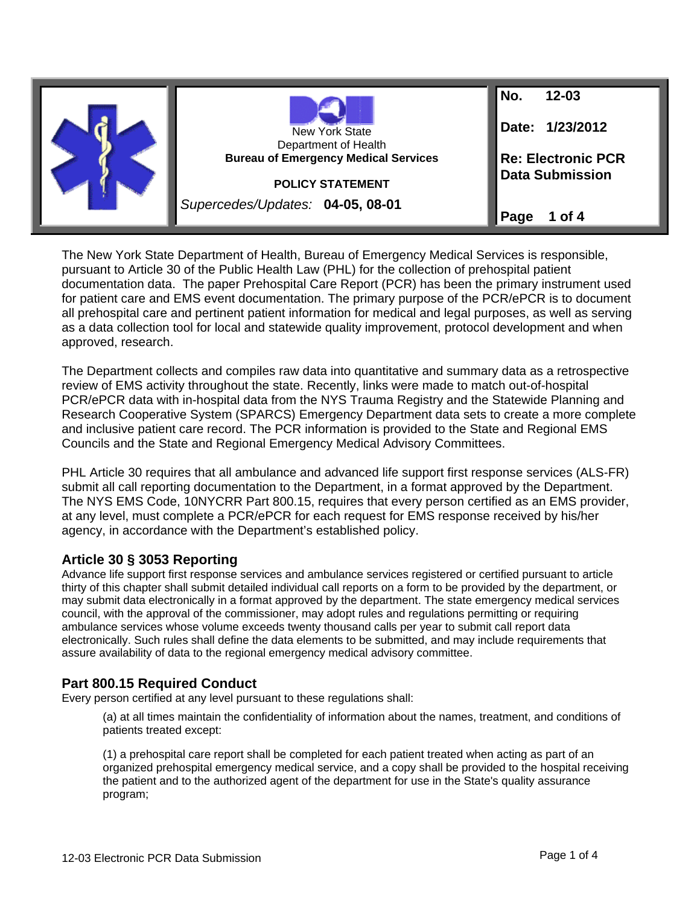| | New York State Department of Health **Bureau of Emergency Medical Services** **POLICY STATEMENT** *Supercedes/Updates:* **04-05, 08-01** | **No. 12-03** **Date: 1/23/2012** **Re: Electronic PCR Data Submission** **Page 1 of 4** |
|---|---|---|

The New York State Department of Health, Bureau of Emergency Medical Services is responsible, pursuant to Article 30 of the Public Health Law (PHL) for the collection of prehospital patient documentation data. The paper Prehospital Care Report (PCR) has been the primary instrument used for patient care and EMS event documentation. The primary purpose of the PCR/ePCR is to document all prehospital care and pertinent patient information for medical and legal purposes, as well as serving as a data collection tool for local and statewide quality improvement, protocol development and when approved, research.

The Department collects and compiles raw data into quantitative and summary data as a retrospective review of EMS activity throughout the state. Recently, links were made to match out-of-hospital PCR/ePCR data with in-hospital data from the NYS Trauma Registry and the Statewide Planning and Research Cooperative System (SPARCS) Emergency Department data sets to create a more complete and inclusive patient care record. The PCR information is provided to the State and Regional EMS Councils and the State and Regional Emergency Medical Advisory Committees.

PHL Article 30 requires that all ambulance and advanced life support first response services (ALS-FR) submit all call reporting documentation to the Department, in a format approved by the Department. The NYS EMS Code, 10NYCRR Part 800.15, requires that every person certified as an EMS provider, at any level, must complete a PCR/ePCR for each request for EMS response received by his/her agency, in accordance with the Department's established policy.

## Article 30 § 3053 Reporting

Advance life support first response services and ambulance services registered or certified pursuant to article thirty of this chapter shall submit detailed individual call reports on a form to be provided by the department, or may submit data electronically in a format approved by the department. The state emergency medical services council, with the approval of the commissioner, may adopt rules and regulations permitting or requiring ambulance services whose volume exceeds twenty thousand calls per year to submit call report data electronically. Such rules shall define the data elements to be submitted, and may include requirements that assure availability of data to the regional emergency medical advisory committee.

## Part 800.15 Required Conduct

Every person certified at any level pursuant to these regulations shall:

> (a) at all times maintain the confidentiality of information about the names, treatment, and conditions of patients treated except:
>
> (1) a prehospital care report shall be completed for each patient treated when acting as part of an organized prehospital emergency medical service, and a copy shall be provided to the hospital receiving the patient and to the authorized agent of the department for use in the State's quality assurance program;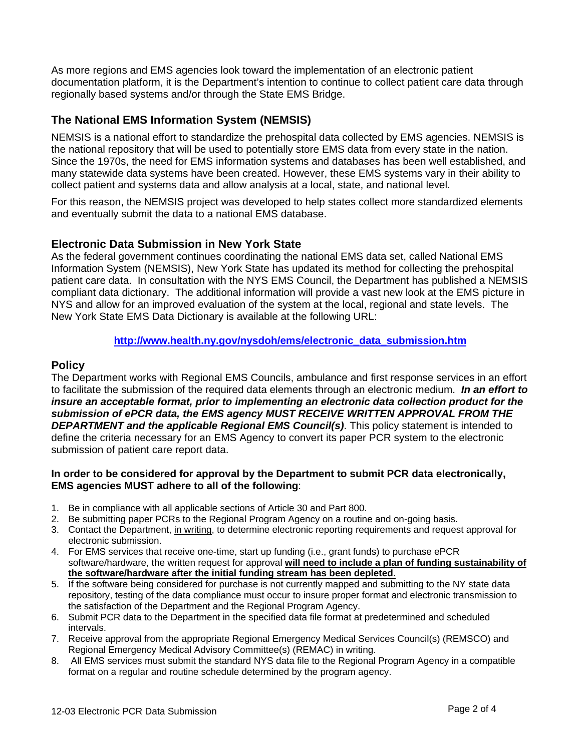As more regions and EMS agencies look toward the implementation of an electronic patient documentation platform, it is the Department's intention to continue to collect patient care data through regionally based systems and/or through the State EMS Bridge.

## The National EMS Information System (NEMSIS)

NEMSIS is a national effort to standardize the prehospital data collected by EMS agencies. NEMSIS is the national repository that will be used to potentially store EMS data from every state in the nation. Since the 1970s, the need for EMS information systems and databases has been well established, and many statewide data systems have been created. However, these EMS systems vary in their ability to collect patient and systems data and allow analysis at a local, state, and national level.

For this reason, the NEMSIS project was developed to help states collect more standardized elements and eventually submit the data to a national EMS database.

## Electronic Data Submission in New York State

As the federal government continues coordinating the national EMS data set, called National EMS Information System (NEMSIS), New York State has updated its method for collecting the prehospital patient care data. In consultation with the NYS EMS Council, the Department has published a NEMSIS compliant data dictionary. The additional information will provide a vast new look at the EMS picture in NYS and allow for an improved evaluation of the system at the local, regional and state levels. The New York State EMS Data Dictionary is available at the following URL:

**http://www.health.ny.gov/nysdoh/ems/electronic_data_submission.htm**

## Policy

The Department works with Regional EMS Councils, ambulance and first response services in an effort to facilitate the submission of the required data elements through an electronic medium. ***In an effort to insure an acceptable format, prior to implementing an electronic data collection product for the submission of ePCR data, the EMS agency MUST RECEIVE WRITTEN APPROVAL FROM THE DEPARTMENT and the applicable Regional EMS Council(s)***. This policy statement is intended to define the criteria necessary for an EMS Agency to convert its paper PCR system to the electronic submission of patient care report data.

**In order to be considered for approval by the Department to submit PCR data electronically, EMS agencies MUST adhere to all of the following**:

1. Be in compliance with all applicable sections of Article 30 and Part 800.
2. Be submitting paper PCRs to the Regional Program Agency on a routine and on-going basis.
3. Contact the Department, in writing, to determine electronic reporting requirements and request approval for electronic submission.
4. For EMS services that receive one-time, start up funding (i.e., grant funds) to purchase ePCR software/hardware, the written request for approval **will need to include a plan of funding sustainability of the software/hardware after the initial funding stream has been depleted**.
5. If the software being considered for purchase is not currently mapped and submitting to the NY state data repository, testing of the data compliance must occur to insure proper format and electronic transmission to the satisfaction of the Department and the Regional Program Agency.
6. Submit PCR data to the Department in the specified data file format at predetermined and scheduled intervals.
7. Receive approval from the appropriate Regional Emergency Medical Services Council(s) (REMSCO) and Regional Emergency Medical Advisory Committee(s) (REMAC) in writing.
8. All EMS services must submit the standard NYS data file to the Regional Program Agency in a compatible format on a regular and routine schedule determined by the program agency.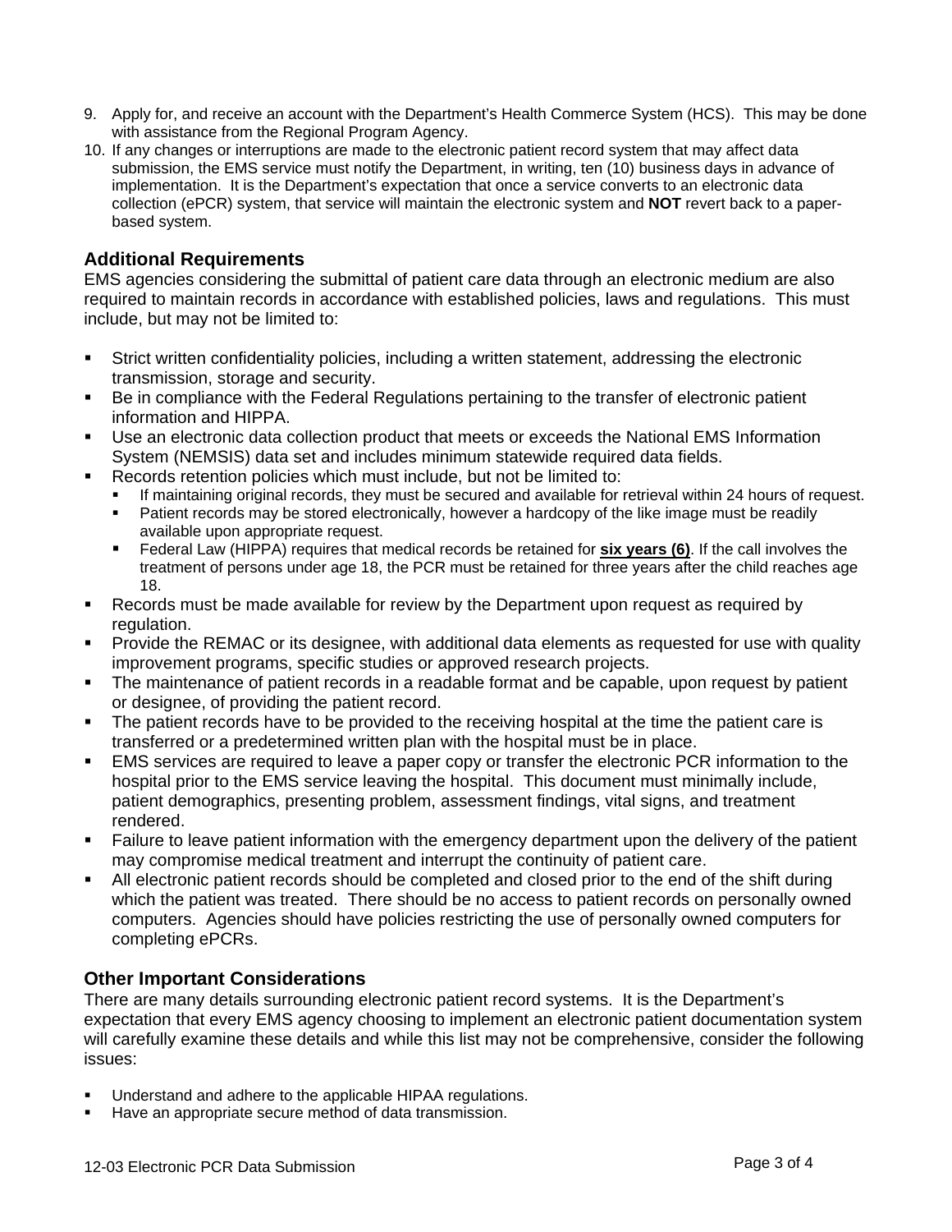9. Apply for, and receive an account with the Department's Health Commerce System (HCS). This may be done with assistance from the Regional Program Agency.
10. If any changes or interruptions are made to the electronic patient record system that may affect data submission, the EMS service must notify the Department, in writing, ten (10) business days in advance of implementation. It is the Department's expectation that once a service converts to an electronic data collection (ePCR) system, that service will maintain the electronic system and **NOT** revert back to a paper-based system.

## Additional Requirements

EMS agencies considering the submittal of patient care data through an electronic medium are also required to maintain records in accordance with established policies, laws and regulations. This must include, but may not be limited to:

- Strict written confidentiality policies, including a written statement, addressing the electronic transmission, storage and security.
- Be in compliance with the Federal Regulations pertaining to the transfer of electronic patient information and HIPPA.
- Use an electronic data collection product that meets or exceeds the National EMS Information System (NEMSIS) data set and includes minimum statewide required data fields.
- Records retention policies which must include, but not be limited to:
  - If maintaining original records, they must be secured and available for retrieval within 24 hours of request.
  - Patient records may be stored electronically, however a hardcopy of the like image must be readily available upon appropriate request.
  - Federal Law (HIPPA) requires that medical records be retained for **six years (6)**. If the call involves the treatment of persons under age 18, the PCR must be retained for three years after the child reaches age 18.
- Records must be made available for review by the Department upon request as required by regulation.
- Provide the REMAC or its designee, with additional data elements as requested for use with quality improvement programs, specific studies or approved research projects.
- The maintenance of patient records in a readable format and be capable, upon request by patient or designee, of providing the patient record.
- The patient records have to be provided to the receiving hospital at the time the patient care is transferred or a predetermined written plan with the hospital must be in place.
- EMS services are required to leave a paper copy or transfer the electronic PCR information to the hospital prior to the EMS service leaving the hospital. This document must minimally include, patient demographics, presenting problem, assessment findings, vital signs, and treatment rendered.
- Failure to leave patient information with the emergency department upon the delivery of the patient may compromise medical treatment and interrupt the continuity of patient care.
- All electronic patient records should be completed and closed prior to the end of the shift during which the patient was treated. There should be no access to patient records on personally owned computers. Agencies should have policies restricting the use of personally owned computers for completing ePCRs.

## Other Important Considerations

There are many details surrounding electronic patient record systems. It is the Department's expectation that every EMS agency choosing to implement an electronic patient documentation system will carefully examine these details and while this list may not be comprehensive, consider the following issues:

- Understand and adhere to the applicable HIPAA regulations.
- Have an appropriate secure method of data transmission.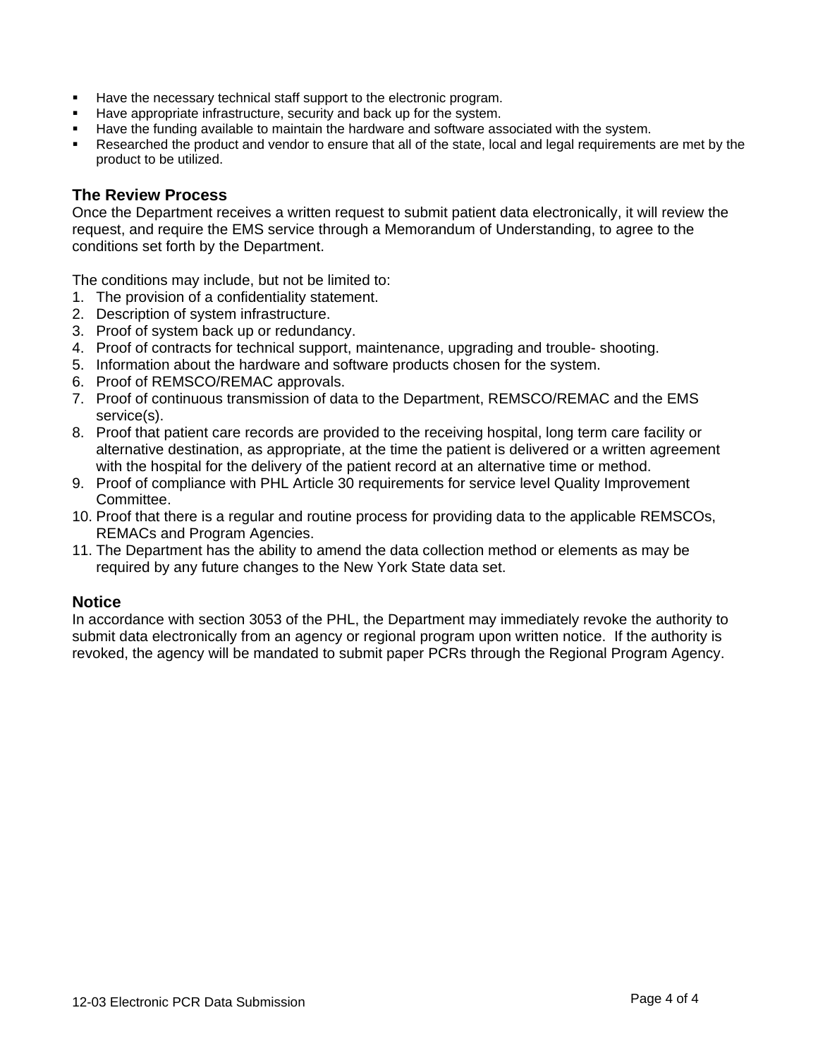- Have the necessary technical staff support to the electronic program.
- Have appropriate infrastructure, security and back up for the system.
- Have the funding available to maintain the hardware and software associated with the system.
- Researched the product and vendor to ensure that all of the state, local and legal requirements are met by the product to be utilized.

## The Review Process

Once the Department receives a written request to submit patient data electronically, it will review the request, and require the EMS service through a Memorandum of Understanding, to agree to the conditions set forth by the Department.

The conditions may include, but not be limited to:

1. The provision of a confidentiality statement.
2. Description of system infrastructure.
3. Proof of system back up or redundancy.
4. Proof of contracts for technical support, maintenance, upgrading and trouble- shooting.
5. Information about the hardware and software products chosen for the system.
6. Proof of REMSCO/REMAC approvals.
7. Proof of continuous transmission of data to the Department, REMSCO/REMAC and the EMS service(s).
8. Proof that patient care records are provided to the receiving hospital, long term care facility or alternative destination, as appropriate, at the time the patient is delivered or a written agreement with the hospital for the delivery of the patient record at an alternative time or method.
9. Proof of compliance with PHL Article 30 requirements for service level Quality Improvement Committee.
10. Proof that there is a regular and routine process for providing data to the applicable REMSCOs, REMACs and Program Agencies.
11. The Department has the ability to amend the data collection method or elements as may be required by any future changes to the New York State data set.

## Notice

In accordance with section 3053 of the PHL, the Department may immediately revoke the authority to submit data electronically from an agency or regional program upon written notice. If the authority is revoked, the agency will be mandated to submit paper PCRs through the Regional Program Agency.